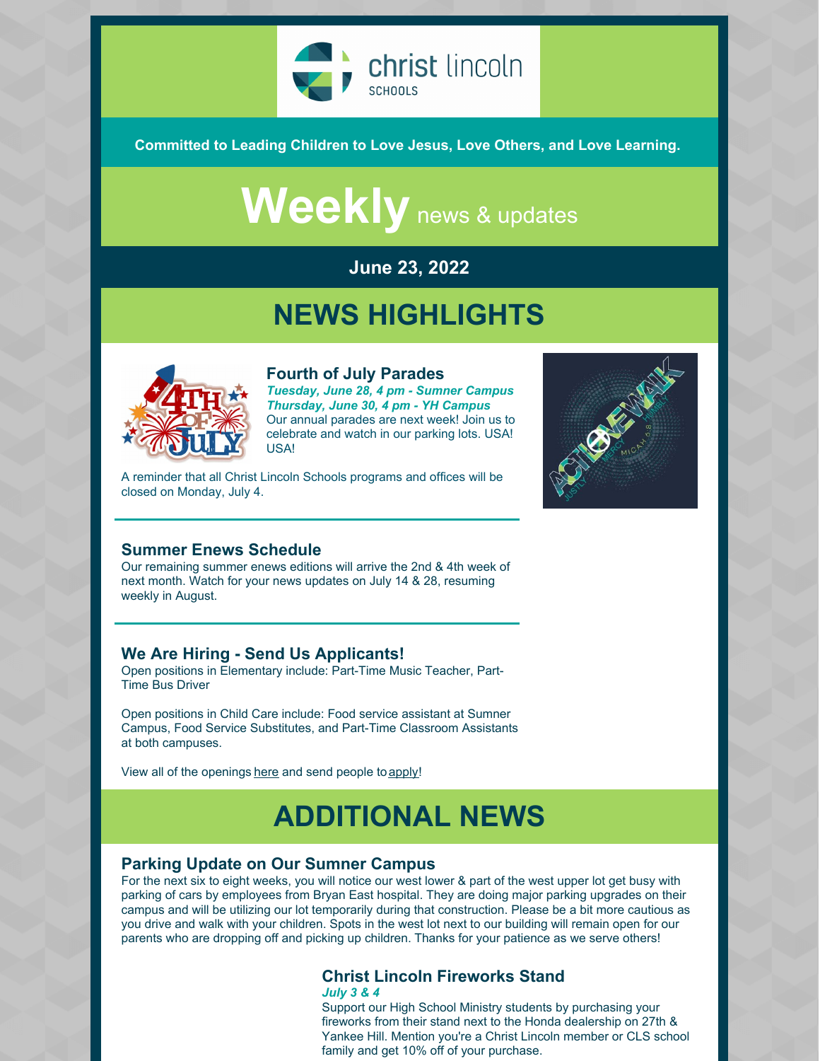christ lincoln SCHOOLS

**Committed to Leading Children to Love Jesus, Love Others, and Love Learning.**

# Weekly news & updates

**June 23, 2022**

# NEWS HIGHLIGHTS

### Fourth of July Parades

***Tuesday, June 28, 4 pm - Sumner Campus***
***Thursday, June 30, 4 pm - YH Campus***

Our annual parades are next week! Join us to celebrate and watch in our parking lots. USA! USA!

A reminder that all Christ Lincoln Schools programs and offices will be closed on Monday, July 4.

### Summer Enews Schedule

Our remaining summer enews editions will arrive the 2nd & 4th week of next month. Watch for your news updates on July 14 & 28, resuming weekly in August.

### We Are Hiring - Send Us Applicants!

Open positions in Elementary include: Part-Time Music Teacher, Part-Time Bus Driver

Open positions in Child Care include: Food service assistant at Sumner Campus, Food Service Substitutes, and Part-Time Classroom Assistants at both campuses.

View all of the openings here and send people to apply!

# ADDITIONAL NEWS

### Parking Update on Our Sumner Campus

For the next six to eight weeks, you will notice our west lower & part of the west upper lot get busy with parking of cars by employees from Bryan East hospital. They are doing major parking upgrades on their campus and will be utilizing our lot temporarily during that construction. Please be a bit more cautious as you drive and walk with your children. Spots in the west lot next to our building will remain open for our parents who are dropping off and picking up children. Thanks for your patience as we serve others!

### Christ Lincoln Fireworks Stand

***July 3 & 4***

Support our High School Ministry students by purchasing your fireworks from their stand next to the Honda dealership on 27th & Yankee Hill. Mention you're a Christ Lincoln member or CLS school family and get 10% off of your purchase.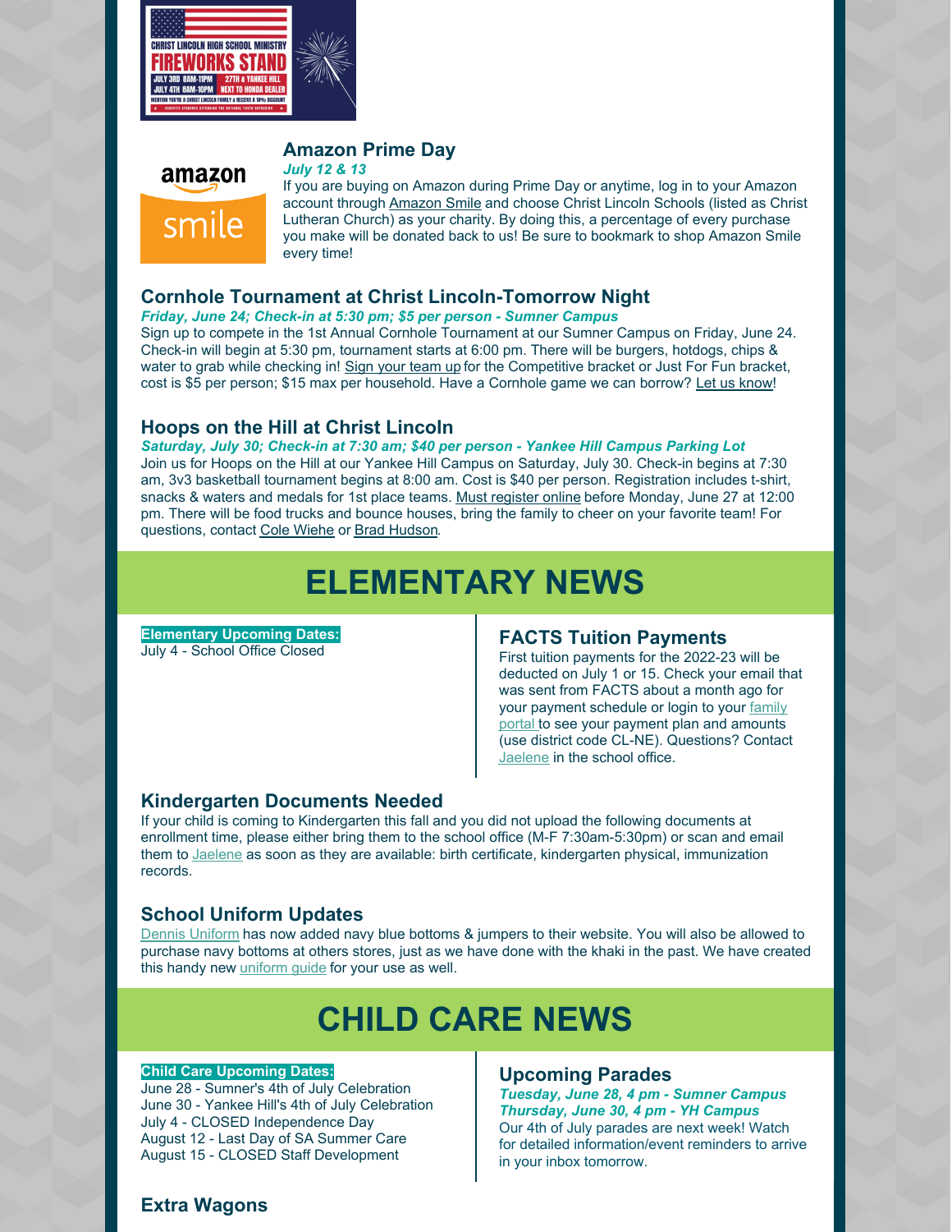CHRIST LINCOLN HIGH SCHOOL MINISTRY
FIREWORKS STAND
JULY 3RD 8AM-11PM 27TH & YANKEE HILL
JULY 4TH 8AM-10PM NEXT TO HONDA DEALER
MENTION YOU'RE A CHRIST LINCOLN FAMILY & RECEIVE A 10% DISCOUNT
BENEFITS STUDENTS ATTENDING THE NATIONAL YOUTH GATHERING

### Amazon Prime Day

***July 12 & 13***

If you are buying on Amazon during Prime Day or anytime, log in to your Amazon account through Amazon Smile and choose Christ Lincoln Schools (listed as Christ Lutheran Church) as your charity. By doing this, a percentage of every purchase you make will be donated back to us! Be sure to bookmark to shop Amazon Smile every time!

### Cornhole Tournament at Christ Lincoln-Tomorrow Night

***Friday, June 24; Check-in at 5:30 pm; $5 per person - Sumner Campus***

Sign up to compete in the 1st Annual Cornhole Tournament at our Sumner Campus on Friday, June 24. Check-in will begin at 5:30 pm, tournament starts at 6:00 pm. There will be burgers, hotdogs, chips & water to grab while checking in! Sign your team up for the Competitive bracket or Just For Fun bracket, cost is $5 per person; $15 max per household. Have a Cornhole game we can borrow? Let us know!

### Hoops on the Hill at Christ Lincoln

***Saturday, July 30; Check-in at 7:30 am; $40 per person - Yankee Hill Campus Parking Lot***

Join us for Hoops on the Hill at our Yankee Hill Campus on Saturday, July 30. Check-in begins at 7:30 am, 3v3 basketball tournament begins at 8:00 am. Cost is $40 per person. Registration includes t-shirt, snacks & waters and medals for 1st place teams. Must register online before Monday, June 27 at 12:00 pm. There will be food trucks and bounce houses, bring the family to cheer on your favorite team! For questions, contact Cole Wiehe or Brad Hudson.

# ELEMENTARY NEWS

**Elementary Upcoming Dates:**

July 4 - School Office Closed

### FACTS Tuition Payments

First tuition payments for the 2022-23 will be deducted on July 1 or 15. Check your email that was sent from FACTS about a month ago for your payment schedule or login to your family portal to see your payment plan and amounts (use district code CL-NE). Questions? Contact Jaelene in the school office.

### Kindergarten Documents Needed

If your child is coming to Kindergarten this fall and you did not upload the following documents at enrollment time, please either bring them to the school office (M-F 7:30am-5:30pm) or scan and email them to Jaelene as soon as they are available: birth certificate, kindergarten physical, immunization records.

### School Uniform Updates

Dennis Uniform has now added navy blue bottoms & jumpers to their website. You will also be allowed to purchase navy bottoms at others stores, just as we have done with the khaki in the past. We have created this handy new uniform guide for your use as well.

# CHILD CARE NEWS

**Child Care Upcoming Dates:**

June 28 - Sumner's 4th of July Celebration
June 30 - Yankee Hill's 4th of July Celebration
July 4 - CLOSED Independence Day
August 12 - Last Day of SA Summer Care
August 15 - CLOSED Staff Development

### Upcoming Parades

***Tuesday, June 28, 4 pm - Sumner Campus***
***Thursday, June 30, 4 pm - YH Campus***

Our 4th of July parades are next week! Watch for detailed information/event reminders to arrive in your inbox tomorrow.

### Extra Wagons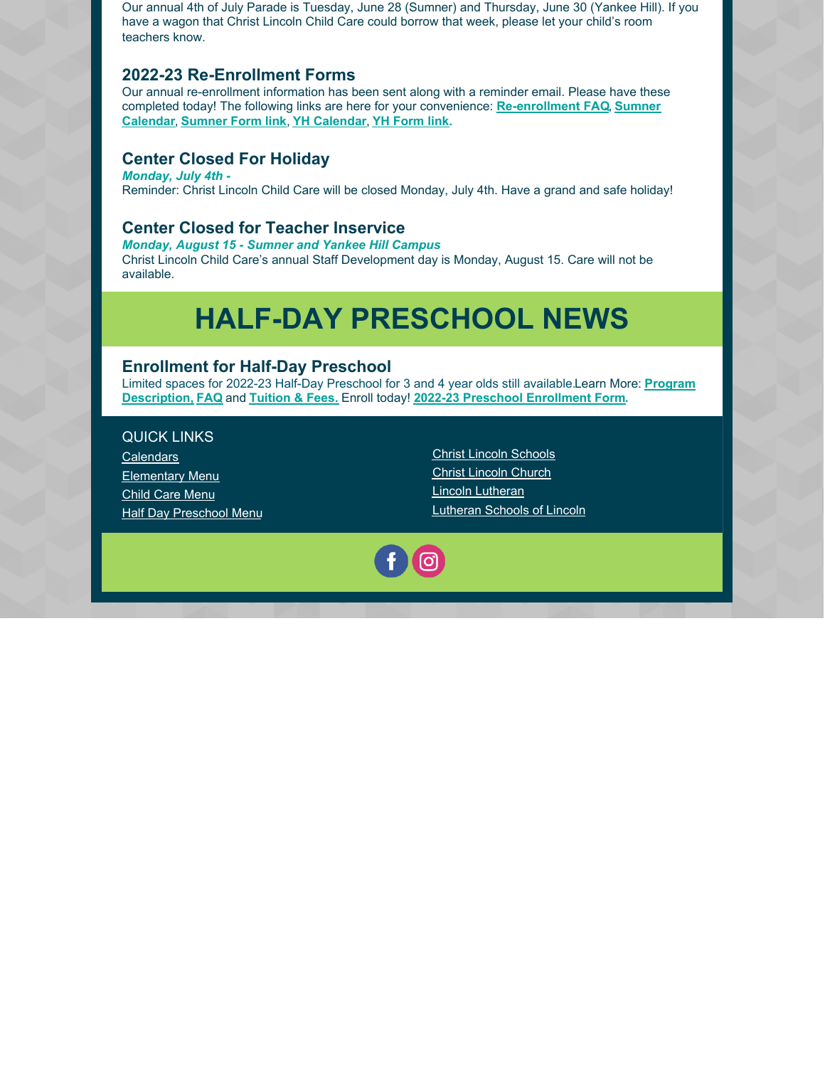Our annual 4th of July Parade is Tuesday, June 28 (Sumner) and Thursday, June 30 (Yankee Hill). If you have a wagon that Christ Lincoln Child Care could borrow that week, please let your child's room teachers know.

### 2022-23 Re-Enrollment Forms

Our annual re-enrollment information has been sent along with a reminder email. Please have these completed today! The following links are here for your convenience: **Re-enrollment FAQ**, **Sumner Calendar**, **Sumner Form link**, **YH Calendar**, **YH Form link.**

### Center Closed For Holiday

***Monday, July 4th -***

Reminder: Christ Lincoln Child Care will be closed Monday, July 4th. Have a grand and safe holiday!

### Center Closed for Teacher Inservice

***Monday, August 15 - Sumner and Yankee Hill Campus***

Christ Lincoln Child Care's annual Staff Development day is Monday, August 15. Care will not be available.

## HALF-DAY PRESCHOOL NEWS

### Enrollment for Half-Day Preschool

Limited spaces for 2022-23 Half-Day Preschool for 3 and 4 year olds still available.Learn More: **Program Description, FAQ** and **Tuition & Fees.** Enroll today! **2022-23 Preschool Enrollment Form**.

QUICK LINKS

- Calendars
- Elementary Menu
- Child Care Menu
- Half Day Preschool Menu
- Christ Lincoln Schools
- Christ Lincoln Church
- Lincoln Lutheran
- Lutheran Schools of Lincoln